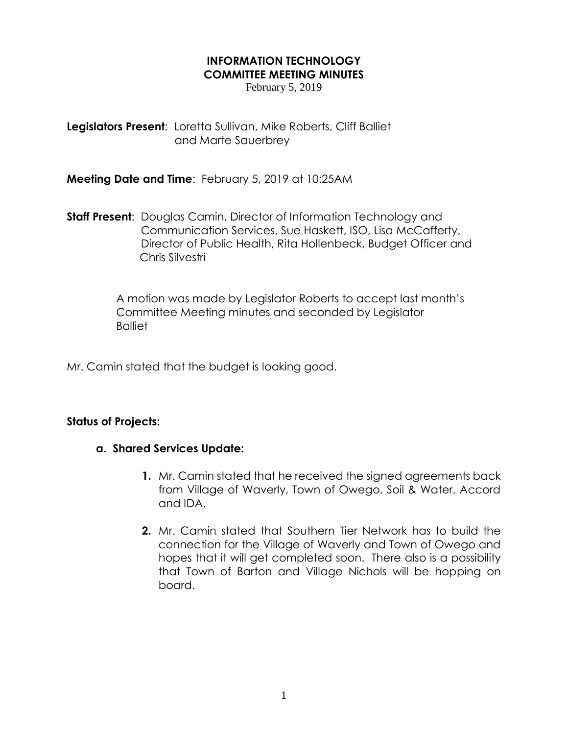# INFORMATION TECHNOLOGY COMMITTEE MEETING MINUTES

February 5, 2019

**Legislators Present**: Loretta Sullivan, Mike Roberts, Cliff Balliet and Marte Sauerbrey

**Meeting Date and Time**: February 5, 2019 at 10:25AM

**Staff Present**: Douglas Camin, Director of Information Technology and Communication Services, Sue Haskett, ISO, Lisa McCafferty, Director of Public Health, Rita Hollenbeck, Budget Officer and Chris Silvestri

A motion was made by Legislator Roberts to accept last month's Committee Meeting minutes and seconded by Legislator Balliet

Mr. Camin stated that the budget is looking good.

**Status of Projects:**

**a. Shared Services Update:**

1. Mr. Camin stated that he received the signed agreements back from Village of Waverly, Town of Owego, Soil & Water, Accord and IDA.
2. Mr. Camin stated that Southern Tier Network has to build the connection for the Village of Waverly and Town of Owego and hopes that it will get completed soon. There also is a possibility that Town of Barton and Village Nichols will be hopping on board.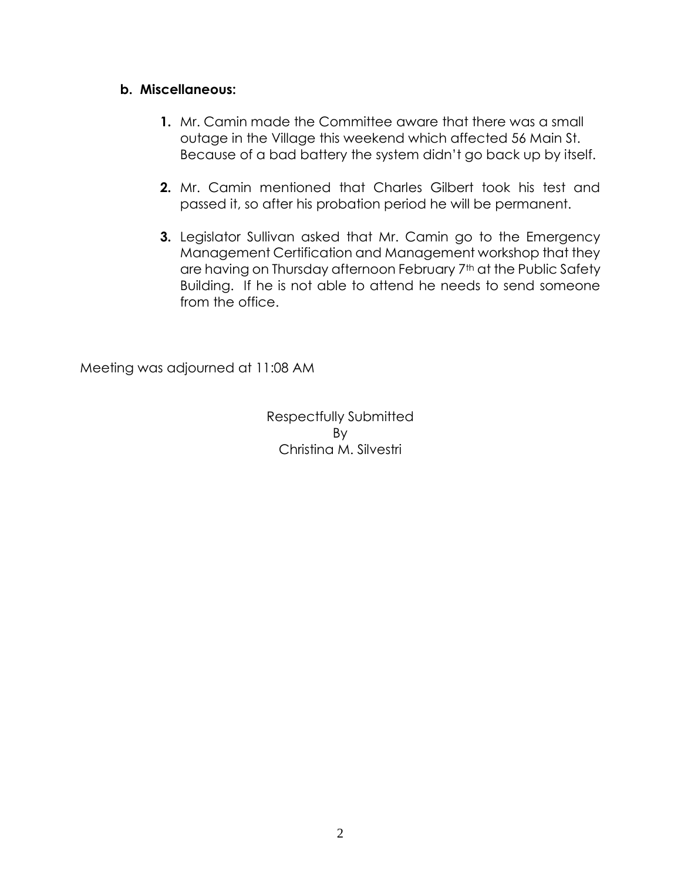**b. Miscellaneous:**

1. Mr. Camin made the Committee aware that there was a small outage in the Village this weekend which affected 56 Main St. Because of a bad battery the system didn't go back up by itself.

2. Mr. Camin mentioned that Charles Gilbert took his test and passed it, so after his probation period he will be permanent.

3. Legislator Sullivan asked that Mr. Camin go to the Emergency Management Certification and Management workshop that they are having on Thursday afternoon February 7th at the Public Safety Building. If he is not able to attend he needs to send someone from the office.

Meeting was adjourned at 11:08 AM

Respectfully Submitted
By
Christina M. Silvestri